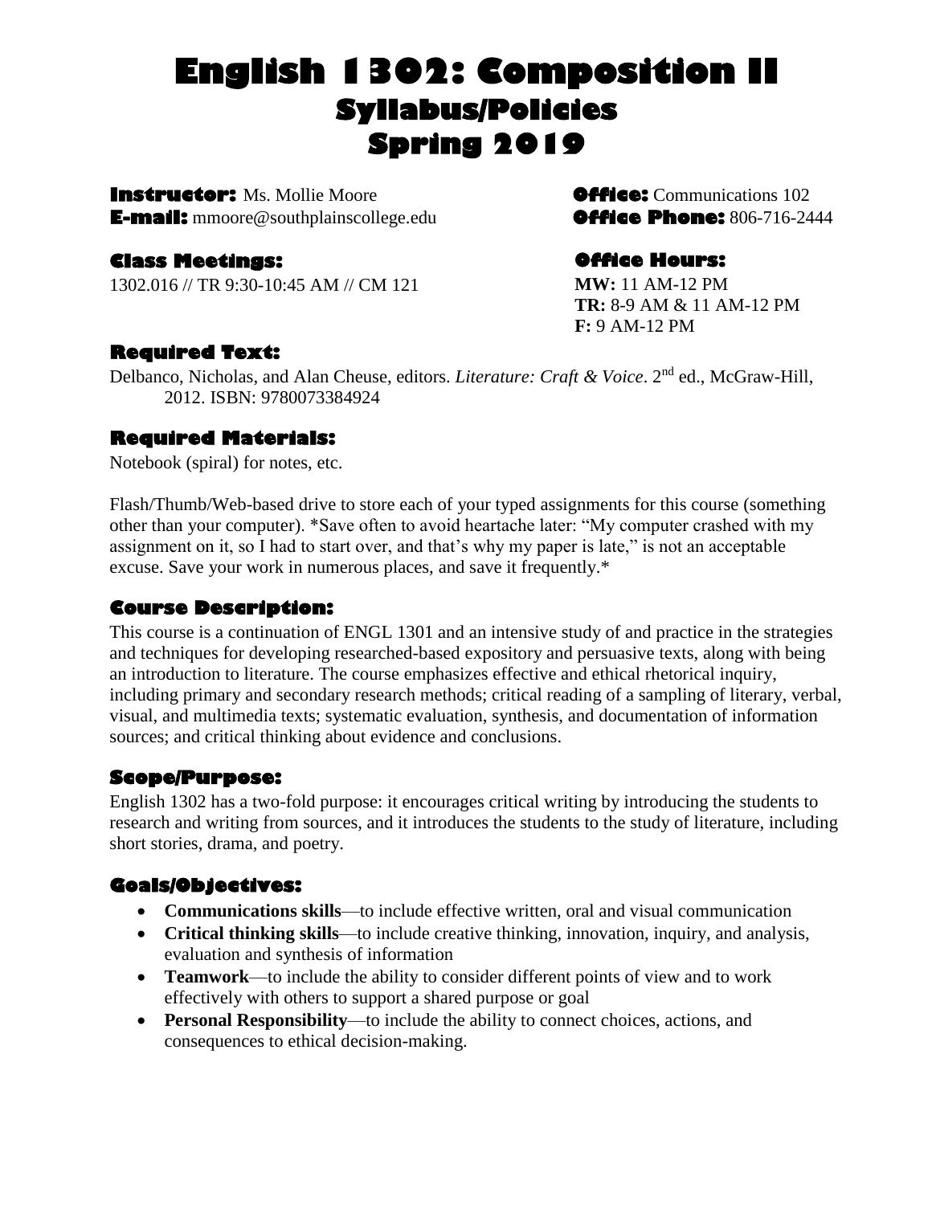# English 1302: Composition II
## Syllabus/Policies
## Spring 2019

**Instructor:** Ms. Mollie Moore
**E-mail:** mmoore@southplainscollege.edu

**Office:** Communications 102
**Office Phone:** 806-716-2444

### Class Meetings:

1302.016 // TR 9:30-10:45 AM // CM 121

### Office Hours:

**MW:** 11 AM-12 PM
**TR:** 8-9 AM & 11 AM-12 PM
**F:** 9 AM-12 PM

### Required Text:

Delbanco, Nicholas, and Alan Cheuse, editors. *Literature: Craft & Voice*. 2nd ed., McGraw-Hill, 2012. ISBN: 9780073384924

### Required Materials:

Notebook (spiral) for notes, etc.

Flash/Thumb/Web-based drive to store each of your typed assignments for this course (something other than your computer). *Save often to avoid heartache later: "My computer crashed with my assignment on it, so I had to start over, and that's why my paper is late," is not an acceptable excuse. Save your work in numerous places, and save it frequently.*

### Course Description:

This course is a continuation of ENGL 1301 and an intensive study of and practice in the strategies and techniques for developing researched-based expository and persuasive texts, along with being an introduction to literature. The course emphasizes effective and ethical rhetorical inquiry, including primary and secondary research methods; critical reading of a sampling of literary, verbal, visual, and multimedia texts; systematic evaluation, synthesis, and documentation of information sources; and critical thinking about evidence and conclusions.

### Scope/Purpose:

English 1302 has a two-fold purpose: it encourages critical writing by introducing the students to research and writing from sources, and it introduces the students to the study of literature, including short stories, drama, and poetry.

### Goals/Objectives:

- **Communications skills**—to include effective written, oral and visual communication
- **Critical thinking skills**—to include creative thinking, innovation, inquiry, and analysis, evaluation and synthesis of information
- **Teamwork**—to include the ability to consider different points of view and to work effectively with others to support a shared purpose or goal
- **Personal Responsibility**—to include the ability to connect choices, actions, and consequences to ethical decision-making.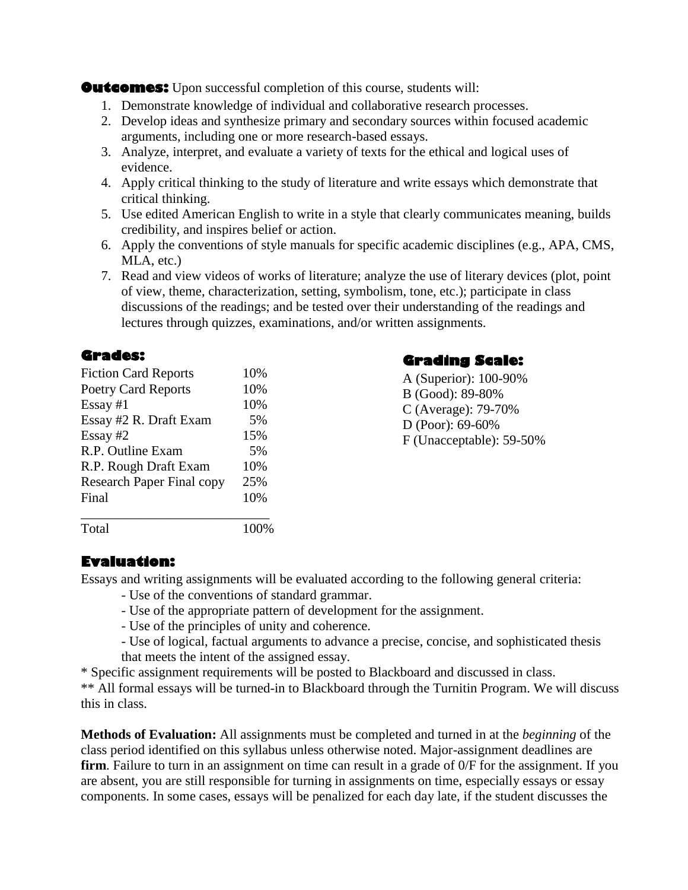**Outcomes:** Upon successful completion of this course, students will:

1. Demonstrate knowledge of individual and collaborative research processes.
2. Develop ideas and synthesize primary and secondary sources within focused academic arguments, including one or more research-based essays.
3. Analyze, interpret, and evaluate a variety of texts for the ethical and logical uses of evidence.
4. Apply critical thinking to the study of literature and write essays which demonstrate that critical thinking.
5. Use edited American English to write in a style that clearly communicates meaning, builds credibility, and inspires belief or action.
6. Apply the conventions of style manuals for specific academic disciplines (e.g., APA, CMS, MLA, etc.)
7. Read and view videos of works of literature; analyze the use of literary devices (plot, point of view, theme, characterization, setting, symbolism, tone, etc.); participate in class discussions of the readings; and be tested over their understanding of the readings and lectures through quizzes, examinations, and/or written assignments.

## Grades:

| Assignment | Weight |
|---|---|
| Fiction Card Reports | 10% |
| Poetry Card Reports | 10% |
| Essay #1 | 10% |
| Essay #2 R. Draft Exam | 5% |
| Essay #2 | 15% |
| R.P. Outline Exam | 5% |
| R.P. Rough Draft Exam | 10% |
| Research Paper Final copy | 25% |
| Final | 10% |
| Total | 100% |

## Grading Scale:

A (Superior): 100-90%
B (Good): 89-80%
C (Average): 79-70%
D (Poor): 69-60%
F (Unacceptable): 59-50%

## Evaluation:

Essays and writing assignments will be evaluated according to the following general criteria:

- Use of the conventions of standard grammar.
- Use of the appropriate pattern of development for the assignment.
- Use of the principles of unity and coherence.
- Use of logical, factual arguments to advance a precise, concise, and sophisticated thesis that meets the intent of the assigned essay.

\* Specific assignment requirements will be posted to Blackboard and discussed in class.

\*\* All formal essays will be turned-in to Blackboard through the Turnitin Program. We will discuss this in class.

**Methods of Evaluation:** All assignments must be completed and turned in at the *beginning* of the class period identified on this syllabus unless otherwise noted. Major-assignment deadlines are **firm**. Failure to turn in an assignment on time can result in a grade of 0/F for the assignment. If you are absent, you are still responsible for turning in assignments on time, especially essays or essay components. In some cases, essays will be penalized for each day late, if the student discusses the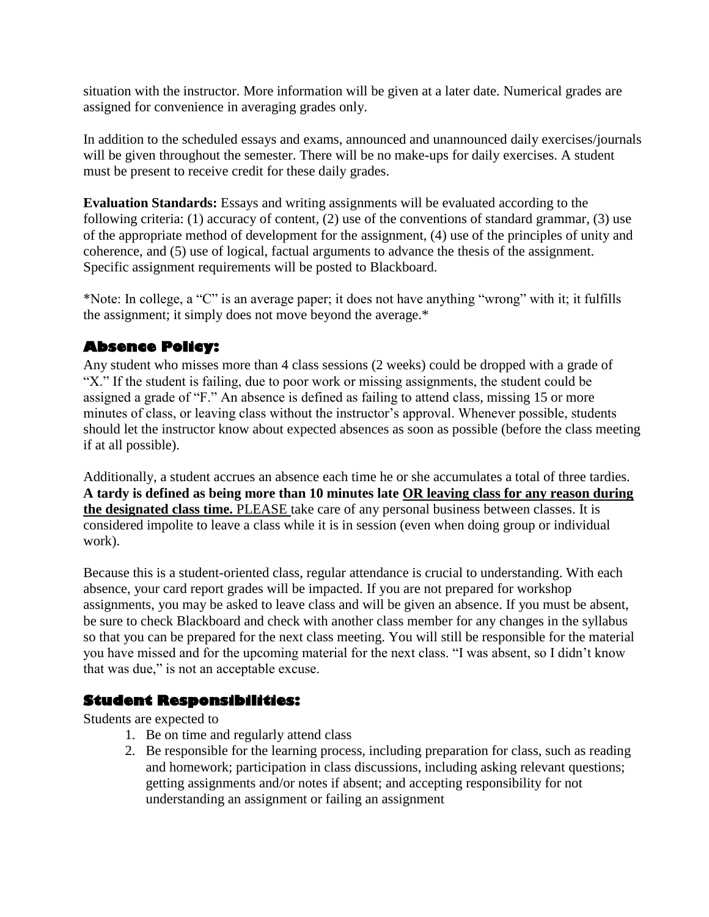situation with the instructor. More information will be given at a later date. Numerical grades are assigned for convenience in averaging grades only.

In addition to the scheduled essays and exams, announced and unannounced daily exercises/journals will be given throughout the semester. There will be no make-ups for daily exercises. A student must be present to receive credit for these daily grades.

**Evaluation Standards:** Essays and writing assignments will be evaluated according to the following criteria: (1) accuracy of content, (2) use of the conventions of standard grammar, (3) use of the appropriate method of development for the assignment, (4) use of the principles of unity and coherence, and (5) use of logical, factual arguments to advance the thesis of the assignment. Specific assignment requirements will be posted to Blackboard.

*Note: In college, a "C" is an average paper; it does not have anything "wrong" with it; it fulfills the assignment; it simply does not move beyond the average.*

## Absence Policy:

Any student who misses more than 4 class sessions (2 weeks) could be dropped with a grade of "X." If the student is failing, due to poor work or missing assignments, the student could be assigned a grade of "F." An absence is defined as failing to attend class, missing 15 or more minutes of class, or leaving class without the instructor's approval. Whenever possible, students should let the instructor know about expected absences as soon as possible (before the class meeting if at all possible).

Additionally, a student accrues an absence each time he or she accumulates a total of three tardies. **A tardy is defined as being more than 10 minutes late <u>OR leaving class for any reason during the designated class time.</u>** <u>PLEASE</u> take care of any personal business between classes. It is considered impolite to leave a class while it is in session (even when doing group or individual work).

Because this is a student-oriented class, regular attendance is crucial to understanding. With each absence, your card report grades will be impacted. If you are not prepared for workshop assignments, you may be asked to leave class and will be given an absence. If you must be absent, be sure to check Blackboard and check with another class member for any changes in the syllabus so that you can be prepared for the next class meeting. You will still be responsible for the material you have missed and for the upcoming material for the next class. "I was absent, so I didn't know that was due," is not an acceptable excuse.

## Student Responsibilities:

Students are expected to

1. Be on time and regularly attend class
2. Be responsible for the learning process, including preparation for class, such as reading and homework; participation in class discussions, including asking relevant questions; getting assignments and/or notes if absent; and accepting responsibility for not understanding an assignment or failing an assignment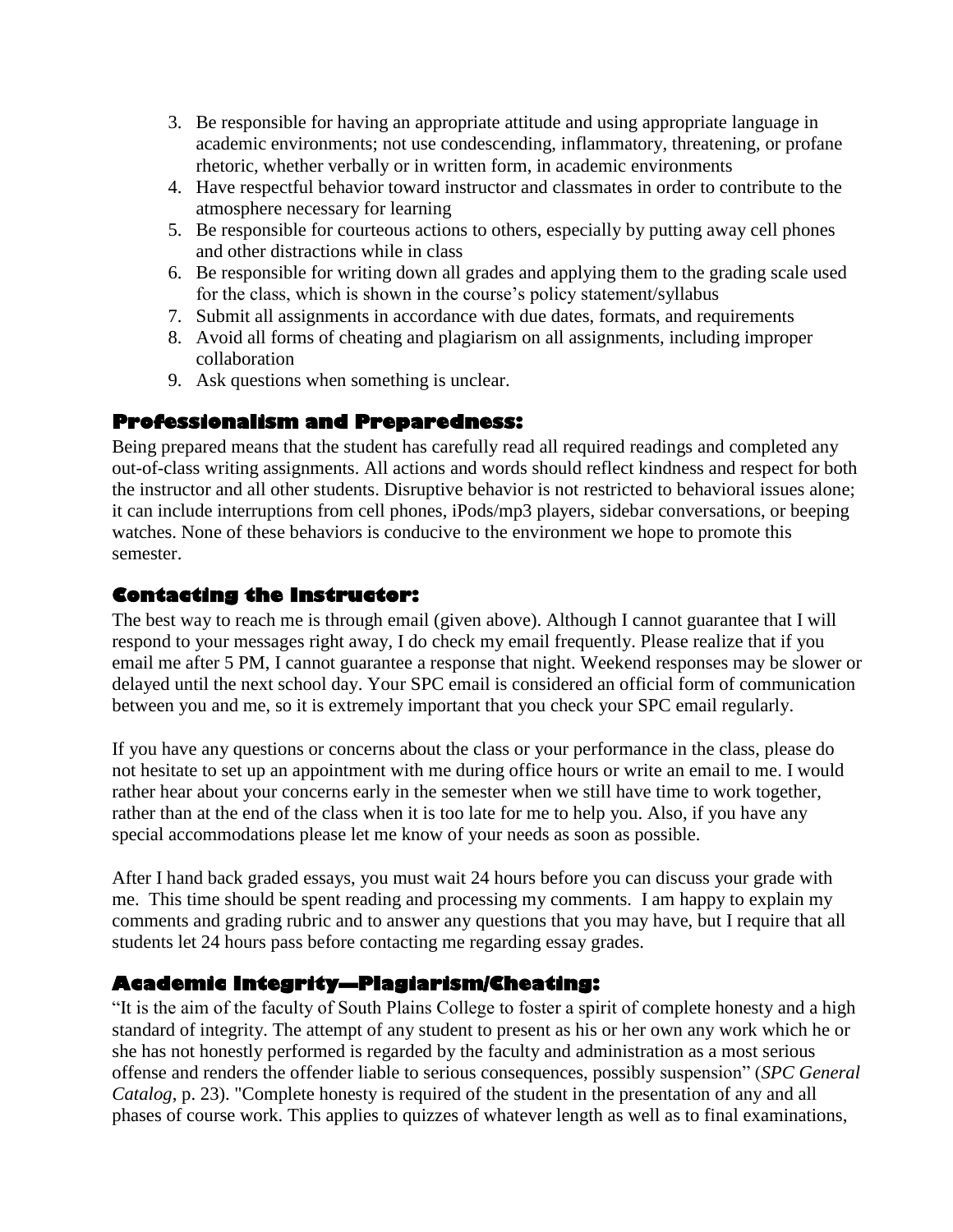3. Be responsible for having an appropriate attitude and using appropriate language in academic environments; not use condescending, inflammatory, threatening, or profane rhetoric, whether verbally or in written form, in academic environments
4. Have respectful behavior toward instructor and classmates in order to contribute to the atmosphere necessary for learning
5. Be responsible for courteous actions to others, especially by putting away cell phones and other distractions while in class
6. Be responsible for writing down all grades and applying them to the grading scale used for the class, which is shown in the course's policy statement/syllabus
7. Submit all assignments in accordance with due dates, formats, and requirements
8. Avoid all forms of cheating and plagiarism on all assignments, including improper collaboration
9. Ask questions when something is unclear.

## Professionalism and Preparedness:

Being prepared means that the student has carefully read all required readings and completed any out-of-class writing assignments. All actions and words should reflect kindness and respect for both the instructor and all other students. Disruptive behavior is not restricted to behavioral issues alone; it can include interruptions from cell phones, iPods/mp3 players, sidebar conversations, or beeping watches. None of these behaviors is conducive to the environment we hope to promote this semester.

## Contacting the Instructor:

The best way to reach me is through email (given above). Although I cannot guarantee that I will respond to your messages right away, I do check my email frequently. Please realize that if you email me after 5 PM, I cannot guarantee a response that night. Weekend responses may be slower or delayed until the next school day. Your SPC email is considered an official form of communication between you and me, so it is extremely important that you check your SPC email regularly.

If you have any questions or concerns about the class or your performance in the class, please do not hesitate to set up an appointment with me during office hours or write an email to me. I would rather hear about your concerns early in the semester when we still have time to work together, rather than at the end of the class when it is too late for me to help you. Also, if you have any special accommodations please let me know of your needs as soon as possible.

After I hand back graded essays, you must wait 24 hours before you can discuss your grade with me. This time should be spent reading and processing my comments. I am happy to explain my comments and grading rubric and to answer any questions that you may have, but I require that all students let 24 hours pass before contacting me regarding essay grades.

## Academic Integrity—Plagiarism/Cheating:

"It is the aim of the faculty of South Plains College to foster a spirit of complete honesty and a high standard of integrity. The attempt of any student to present as his or her own any work which he or she has not honestly performed is regarded by the faculty and administration as a most serious offense and renders the offender liable to serious consequences, possibly suspension" (*SPC General Catalog*, p. 23). "Complete honesty is required of the student in the presentation of any and all phases of course work. This applies to quizzes of whatever length as well as to final examinations,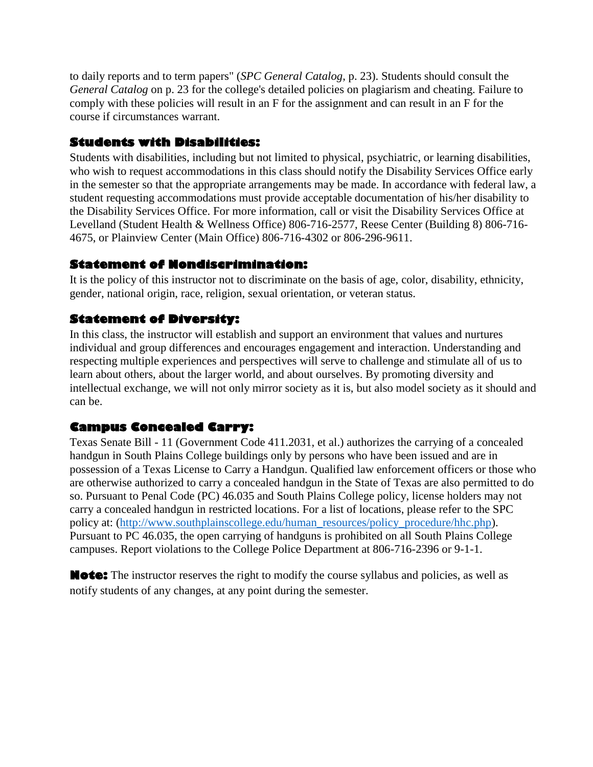to daily reports and to term papers" (*SPC General Catalog*, p. 23). Students should consult the *General Catalog* on p. 23 for the college's detailed policies on plagiarism and cheating. Failure to comply with these policies will result in an F for the assignment and can result in an F for the course if circumstances warrant.

### Students with Disabilities:

Students with disabilities, including but not limited to physical, psychiatric, or learning disabilities, who wish to request accommodations in this class should notify the Disability Services Office early in the semester so that the appropriate arrangements may be made. In accordance with federal law, a student requesting accommodations must provide acceptable documentation of his/her disability to the Disability Services Office. For more information, call or visit the Disability Services Office at Levelland (Student Health & Wellness Office) 806-716-2577, Reese Center (Building 8) 806-716-4675, or Plainview Center (Main Office) 806-716-4302 or 806-296-9611.

### Statement of Nondiscrimination:

It is the policy of this instructor not to discriminate on the basis of age, color, disability, ethnicity, gender, national origin, race, religion, sexual orientation, or veteran status.

### Statement of Diversity:

In this class, the instructor will establish and support an environment that values and nurtures individual and group differences and encourages engagement and interaction. Understanding and respecting multiple experiences and perspectives will serve to challenge and stimulate all of us to learn about others, about the larger world, and about ourselves. By promoting diversity and intellectual exchange, we will not only mirror society as it is, but also model society as it should and can be.

### Campus Concealed Carry:

Texas Senate Bill - 11 (Government Code 411.2031, et al.) authorizes the carrying of a concealed handgun in South Plains College buildings only by persons who have been issued and are in possession of a Texas License to Carry a Handgun. Qualified law enforcement officers or those who are otherwise authorized to carry a concealed handgun in the State of Texas are also permitted to do so. Pursuant to Penal Code (PC) 46.035 and South Plains College policy, license holders may not carry a concealed handgun in restricted locations. For a list of locations, please refer to the SPC policy at: ([http://www.southplainscollege.edu/human_resources/policy_procedure/hhc.php](http://www.southplainscollege.edu/human_resources/policy_procedure/hhc.php)). Pursuant to PC 46.035, the open carrying of handguns is prohibited on all South Plains College campuses. Report violations to the College Police Department at 806-716-2396 or 9-1-1.

**Note:** The instructor reserves the right to modify the course syllabus and policies, as well as notify students of any changes, at any point during the semester.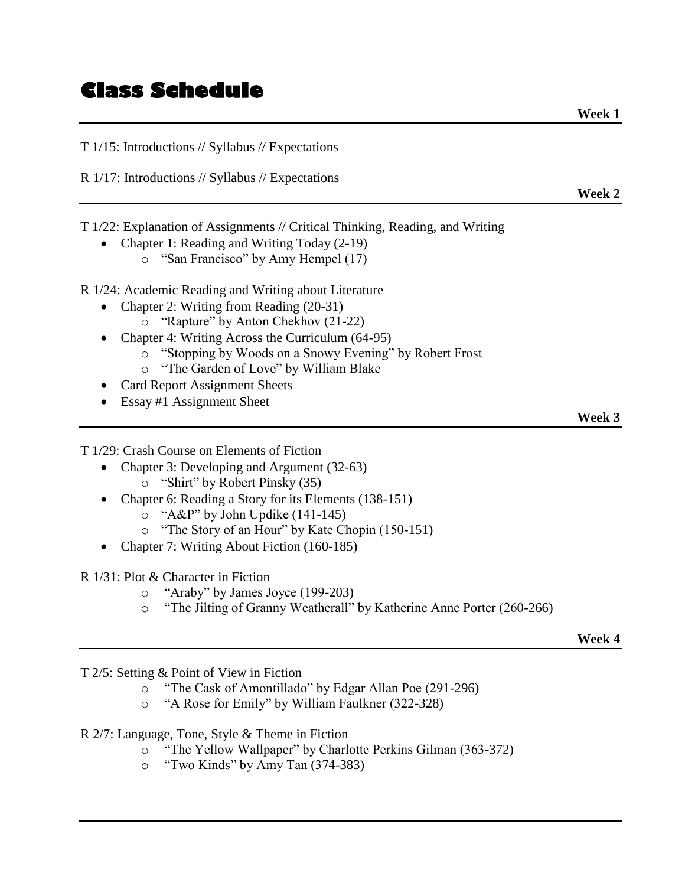# Class Schedule

**Week 1**

---

T 1/15: Introductions // Syllabus // Expectations

R 1/17: Introductions // Syllabus // Expectations

**Week 2**

---

T 1/22: Explanation of Assignments // Critical Thinking, Reading, and Writing

- Chapter 1: Reading and Writing Today (2-19)
  - "San Francisco" by Amy Hempel (17)

R 1/24: Academic Reading and Writing about Literature

- Chapter 2: Writing from Reading (20-31)
  - "Rapture" by Anton Chekhov (21-22)
- Chapter 4: Writing Across the Curriculum (64-95)
  - "Stopping by Woods on a Snowy Evening" by Robert Frost
  - "The Garden of Love" by William Blake
- Card Report Assignment Sheets
- Essay #1 Assignment Sheet

**Week 3**

---

T 1/29: Crash Course on Elements of Fiction

- Chapter 3: Developing and Argument (32-63)
  - "Shirt" by Robert Pinsky (35)
- Chapter 6: Reading a Story for its Elements (138-151)
  - "A&P" by John Updike (141-145)
  - "The Story of an Hour" by Kate Chopin (150-151)
- Chapter 7: Writing About Fiction (160-185)

R 1/31: Plot & Character in Fiction

- "Araby" by James Joyce (199-203)
- "The Jilting of Granny Weatherall" by Katherine Anne Porter (260-266)

**Week 4**

---

T 2/5: Setting & Point of View in Fiction

- "The Cask of Amontillado" by Edgar Allan Poe (291-296)
- "A Rose for Emily" by William Faulkner (322-328)

R 2/7: Language, Tone, Style & Theme in Fiction

- "The Yellow Wallpaper" by Charlotte Perkins Gilman (363-372)
- "Two Kinds" by Amy Tan (374-383)

---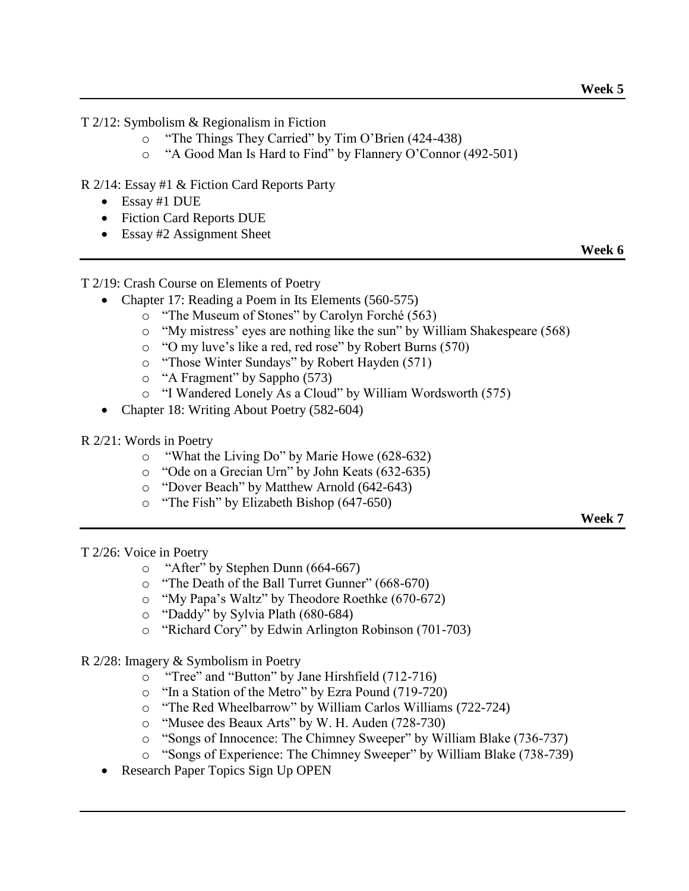**Week 5**

---

T 2/12: Symbolism & Regionalism in Fiction

- "The Things They Carried" by Tim O'Brien (424-438)
- "A Good Man Is Hard to Find" by Flannery O'Connor (492-501)

R 2/14: Essay #1 & Fiction Card Reports Party

- Essay #1 DUE
- Fiction Card Reports DUE
- Essay #2 Assignment Sheet

**Week 6**

---

T 2/19: Crash Course on Elements of Poetry

- Chapter 17: Reading a Poem in Its Elements (560-575)
  - "The Museum of Stones" by Carolyn Forché (563)
  - "My mistress' eyes are nothing like the sun" by William Shakespeare (568)
  - "O my luve's like a red, red rose" by Robert Burns (570)
  - "Those Winter Sundays" by Robert Hayden (571)
  - "A Fragment" by Sappho (573)
  - "I Wandered Lonely As a Cloud" by William Wordsworth (575)
- Chapter 18: Writing About Poetry (582-604)

R 2/21: Words in Poetry

- "What the Living Do" by Marie Howe (628-632)
- "Ode on a Grecian Urn" by John Keats (632-635)
- "Dover Beach" by Matthew Arnold (642-643)
- "The Fish" by Elizabeth Bishop (647-650)

**Week 7**

---

T 2/26: Voice in Poetry

- "After" by Stephen Dunn (664-667)
- "The Death of the Ball Turret Gunner" (668-670)
- "My Papa's Waltz" by Theodore Roethke (670-672)
- "Daddy" by Sylvia Plath (680-684)
- "Richard Cory" by Edwin Arlington Robinson (701-703)

R 2/28: Imagery & Symbolism in Poetry

- "Tree" and "Button" by Jane Hirshfield (712-716)
- "In a Station of the Metro" by Ezra Pound (719-720)
- "The Red Wheelbarrow" by William Carlos Williams (722-724)
- "Musee des Beaux Arts" by W. H. Auden (728-730)
- "Songs of Innocence: The Chimney Sweeper" by William Blake (736-737)
- "Songs of Experience: The Chimney Sweeper" by William Blake (738-739)
- Research Paper Topics Sign Up OPEN

---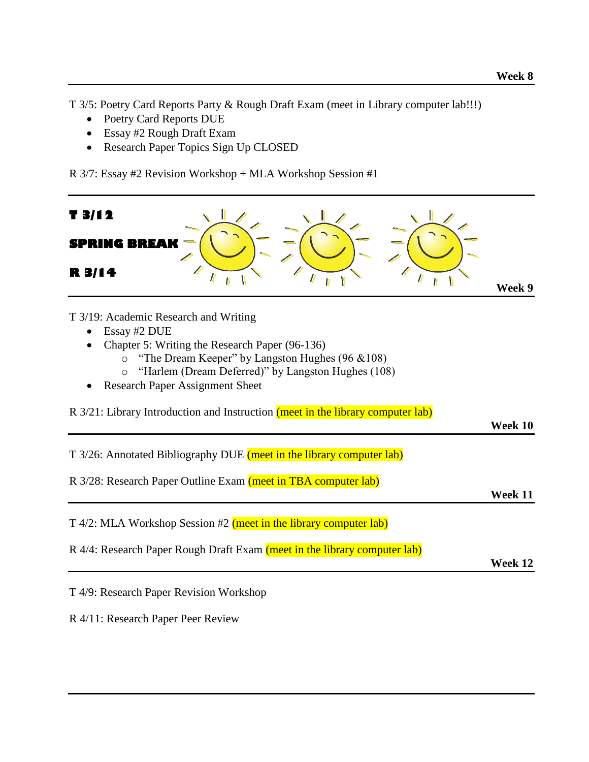**Week 8**

---

T 3/5: Poetry Card Reports Party & Rough Draft Exam (meet in Library computer lab!!!)

- Poetry Card Reports DUE
- Essay #2 Rough Draft Exam
- Research Paper Topics Sign Up CLOSED

R 3/7: Essay #2 Revision Workshop + MLA Workshop Session #1

---

**T 3/12**

**SPRING BREAK**

**R 3/14**

**Week 9**

---

T 3/19: Academic Research and Writing

- Essay #2 DUE
- Chapter 5: Writing the Research Paper (96-136)
  - "The Dream Keeper" by Langston Hughes (96 &108)
  - "Harlem (Dream Deferred)" by Langston Hughes (108)
- Research Paper Assignment Sheet

R 3/21: Library Introduction and Instruction (meet in the library computer lab)

**Week 10**

---

T 3/26: Annotated Bibliography DUE (meet in the library computer lab)

R 3/28: Research Paper Outline Exam (meet in TBA computer lab)

**Week 11**

---

T 4/2: MLA Workshop Session #2 (meet in the library computer lab)

R 4/4: Research Paper Rough Draft Exam (meet in the library computer lab)

**Week 12**

---

T 4/9: Research Paper Revision Workshop

R 4/11: Research Paper Peer Review

---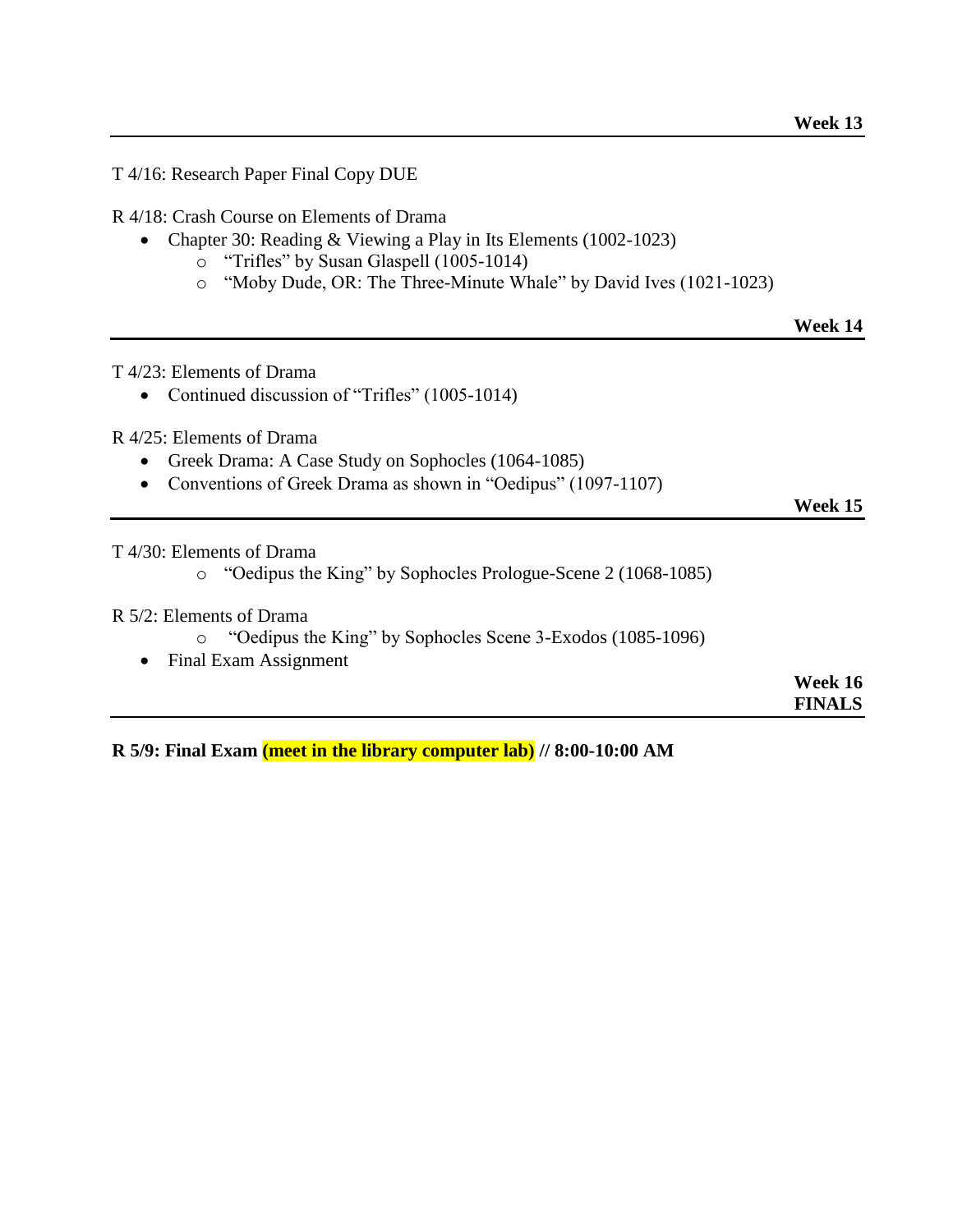**Week 13**

---

T 4/16: Research Paper Final Copy DUE

R 4/18: Crash Course on Elements of Drama

- Chapter 30: Reading & Viewing a Play in Its Elements (1002-1023)
  - "Trifles" by Susan Glaspell (1005-1014)
  - "Moby Dude, OR: The Three-Minute Whale" by David Ives (1021-1023)

**Week 14**

---

T 4/23: Elements of Drama

- Continued discussion of "Trifles" (1005-1014)

R 4/25: Elements of Drama

- Greek Drama: A Case Study on Sophocles (1064-1085)
- Conventions of Greek Drama as shown in "Oedipus" (1097-1107)

**Week 15**

---

T 4/30: Elements of Drama

- "Oedipus the King" by Sophocles Prologue-Scene 2 (1068-1085)

R 5/2: Elements of Drama

- "Oedipus the King" by Sophocles Scene 3-Exodos (1085-1096)
- Final Exam Assignment

**Week 16**
**FINALS**

---

**R 5/9: Final Exam (meet in the library computer lab) // 8:00-10:00 AM**